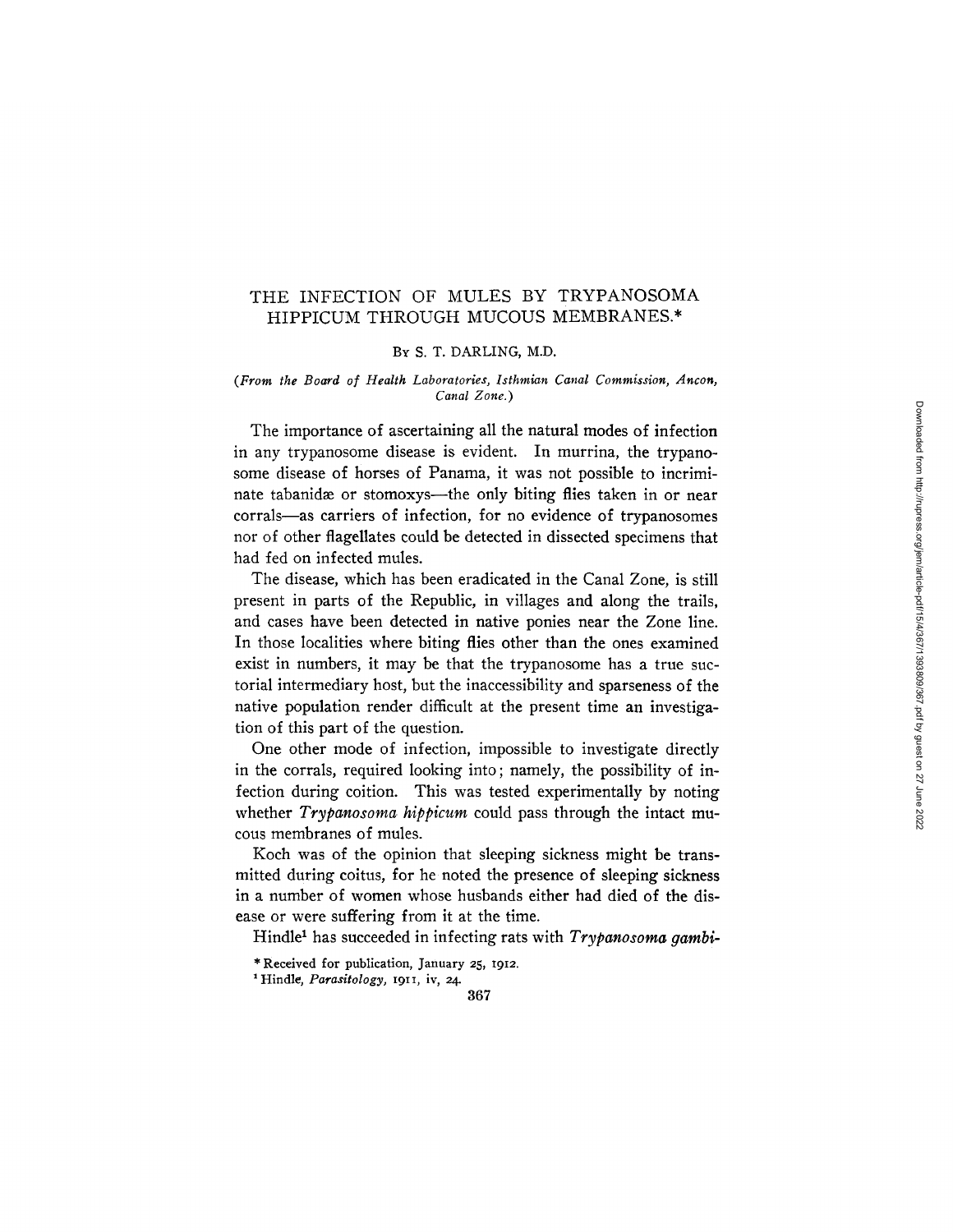# THE INFECTION OF MULES BY TRYPANOSOMA HIPPICUM THROUGH MUCOUS MEMBRANES.*

BY S. T. DARLING, M.D.

*(From the Board of Health Laboratories, Isthmian Canal Commission, Ancon, Canal Zone.)*

The importance of ascertaining all the natural modes of infection in any trypanosome disease is evident. In murrina, the trypanosome disease of horses of Panama, it was not possible to incriminate tabanidæ or stomoxys—the only biting flies taken in or near corrals—as carriers of infection, for no evidence of trypanosomes nor of other flagellates could be detected in dissected specimens that had fed on infected mules.

The disease, which has been eradicated in the Canal Zone, is still present in parts of the Republic, in villages and along the trails, and cases have been detected in native ponies near the Zone line. In those localities where biting flies other than the ones examined exist in numbers, it may be that the trypanosome has a true suctorial intermediary host, but the inaccessibility and sparseness of the native population render difficult at the present time an investigation of this part of the question.

One other mode of infection, impossible to investigate directly in the corrals, required looking into; namely, the possibility of infection during coition. This was tested experimentally by noting whether *Trypanosoma hippicum* could pass through the intact mucous membranes of mules.

Koch was of the opinion that sleeping sickness might be transmitted during coitus, for he noted the presence of sleeping sickness in a number of women whose husbands either had died of the disease or were suffering from it at the time.

Hindle[1] has succeeded in infecting rats with *Trypanosoma gambi-*

\* Received for publication, January 25, 1912.

[1] Hindle, *Parasitology*, 1911, iv, 24.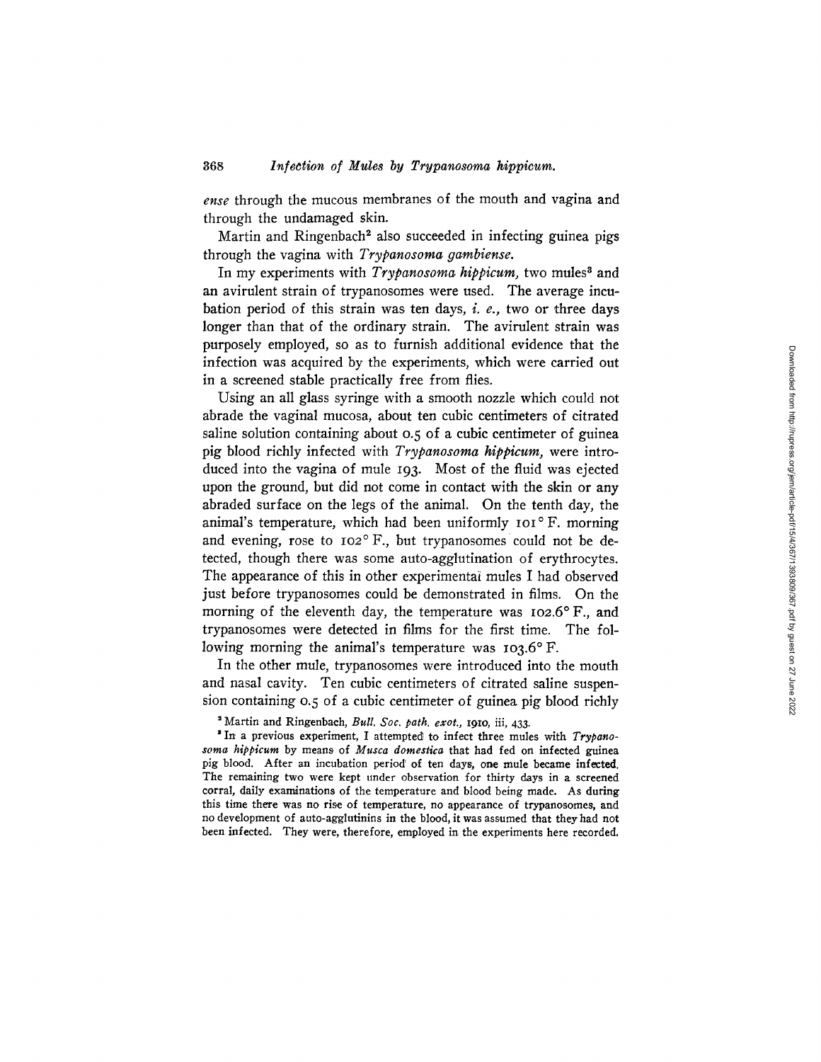*ense* through the mucous membranes of the mouth and vagina and through the undamaged skin.

Martin and Ringenbach[2] also succeeded in infecting guinea pigs through the vagina with *Trypanosoma gambiense*.

In my experiments with *Trypanosoma hippicum*, two mules[3] and an avirulent strain of trypanosomes were used. The average incubation period of this strain was ten days, *i. e.*, two or three days longer than that of the ordinary strain. The avirulent strain was purposely employed, so as to furnish additional evidence that the infection was acquired by the experiments, which were carried out in a screened stable practically free from flies.

Using an all glass syringe with a smooth nozzle which could not abrade the vaginal mucosa, about ten cubic centimeters of citrated saline solution containing about 0.5 of a cubic centimeter of guinea pig blood richly infected with *Trypanosoma hippicum*, were introduced into the vagina of mule 193. Most of the fluid was ejected upon the ground, but did not come in contact with the skin or any abraded surface on the legs of the animal. On the tenth day, the animal's temperature, which had been uniformly 101° F. morning and evening, rose to 102° F., but trypanosomes could not be detected, though there was some auto-agglutination of erythrocytes. The appearance of this in other experimental mules I had observed just before trypanosomes could be demonstrated in films. On the morning of the eleventh day, the temperature was 102.6° F., and trypanosomes were detected in films for the first time. The following morning the animal's temperature was 103.6° F.

In the other mule, trypanosomes were introduced into the mouth and nasal cavity. Ten cubic centimeters of citrated saline suspension containing 0.5 of a cubic centimeter of guinea pig blood richly

[2] Martin and Ringenbach, *Bull. Soc. path. exot.*, 1910, iii, 433.

[3] In a previous experiment, I attempted to infect three mules with *Trypanosoma hippicum* by means of *Musca domestica* that had fed on infected guinea pig blood. After an incubation period of ten days, one mule became infected. The remaining two were kept under observation for thirty days in a screened corral, daily examinations of the temperature and blood being made. As during this time there was no rise of temperature, no appearance of trypanosomes, and no development of auto-agglutinins in the blood, it was assumed that they had not been infected. They were, therefore, employed in the experiments here recorded.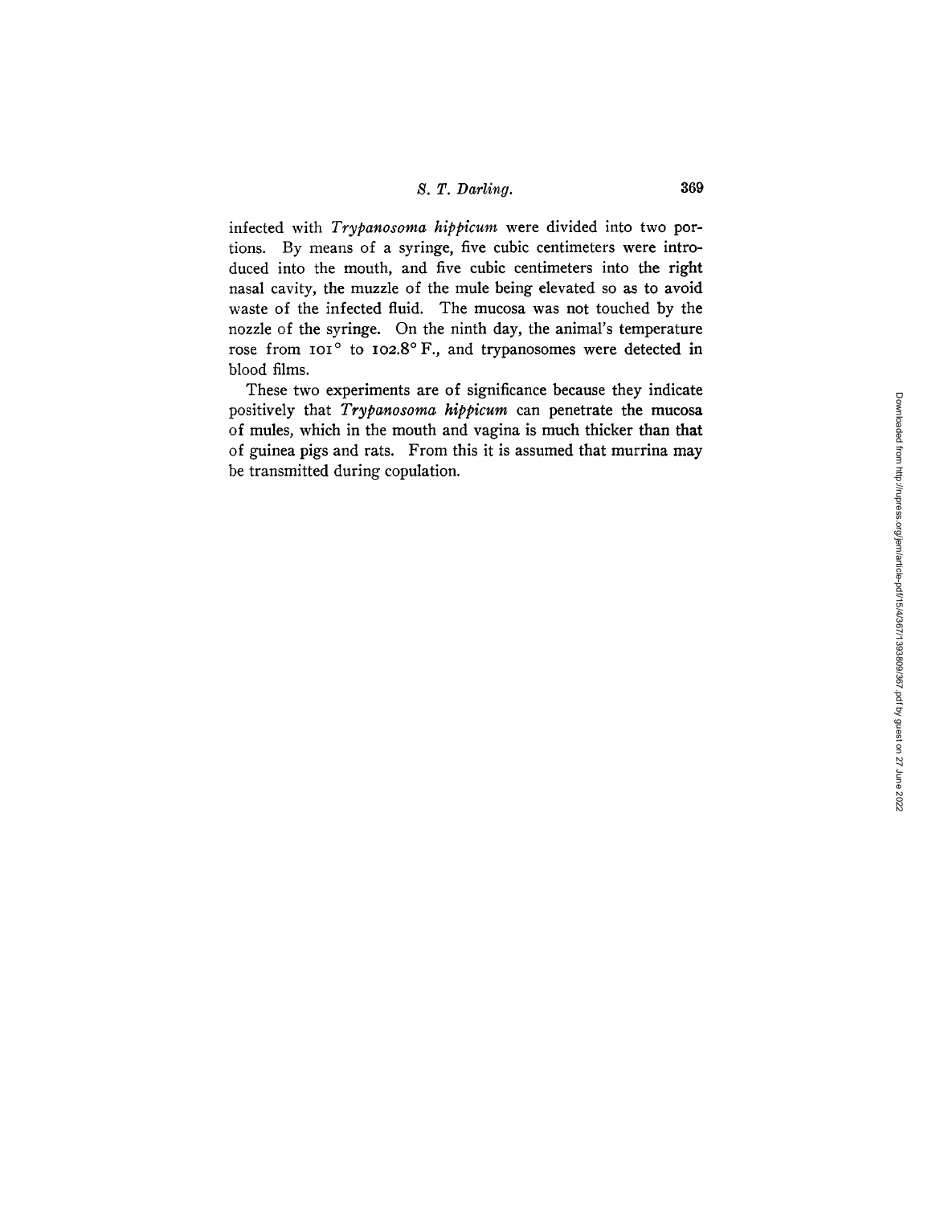infected with *Trypanosoma hippicum* were divided into two portions. By means of a syringe, five cubic centimeters were introduced into the mouth, and five cubic centimeters into the right nasal cavity, the muzzle of the mule being elevated so as to avoid waste of the infected fluid. The mucosa was not touched by the nozzle of the syringe. On the ninth day, the animal's temperature rose from 101° to 102.8° F., and trypanosomes were detected in blood films.

These two experiments are of significance because they indicate positively that *Trypanosoma hippicum* can penetrate the mucosa of mules, which in the mouth and vagina is much thicker than that of guinea pigs and rats. From this it is assumed that murrina may be transmitted during copulation.